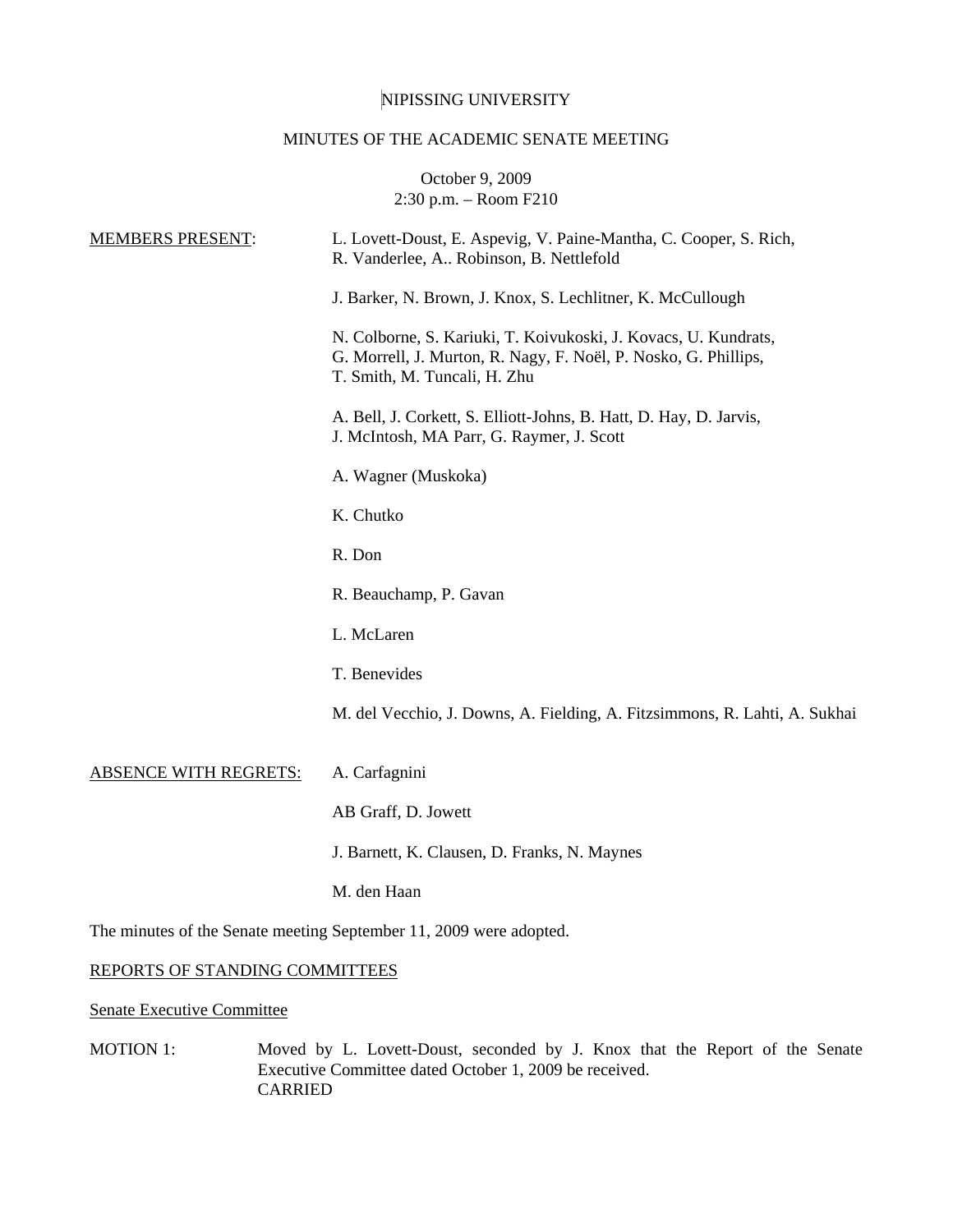NIPISSING UNIVERSITY

MINUTES OF THE ACADEMIC SENATE MEETING

October 9, 2009
2:30 p.m. – Room F210

MEMBERS PRESENT:

L. Lovett-Doust, E. Aspevig, V. Paine-Mantha, C. Cooper, S. Rich, R. Vanderlee, A.. Robinson, B. Nettlefold

J. Barker, N. Brown, J. Knox, S. Lechlitner, K. McCullough

N. Colborne, S. Kariuki, T. Koivukoski, J. Kovacs, U. Kundrats, G. Morrell, J. Murton, R. Nagy, F. Noël, P. Nosko, G. Phillips, T. Smith, M. Tuncali, H. Zhu

A. Bell, J. Corkett, S. Elliott-Johns, B. Hatt, D. Hay, D. Jarvis, J. McIntosh, MA Parr, G. Raymer, J. Scott

A. Wagner (Muskoka)

K. Chutko

R. Don

R. Beauchamp, P. Gavan

L. McLaren

T. Benevides

M. del Vecchio, J. Downs, A. Fielding, A. Fitzsimmons, R. Lahti, A. Sukhai

ABSENCE WITH REGRETS:

A. Carfagnini

AB Graff, D. Jowett

J. Barnett, K. Clausen, D. Franks, N. Maynes

M. den Haan

The minutes of the Senate meeting September 11, 2009 were adopted.

REPORTS OF STANDING COMMITTEES

Senate Executive Committee

MOTION 1: Moved by L. Lovett-Doust, seconded by J. Knox that the Report of the Senate Executive Committee dated October 1, 2009 be received.
CARRIED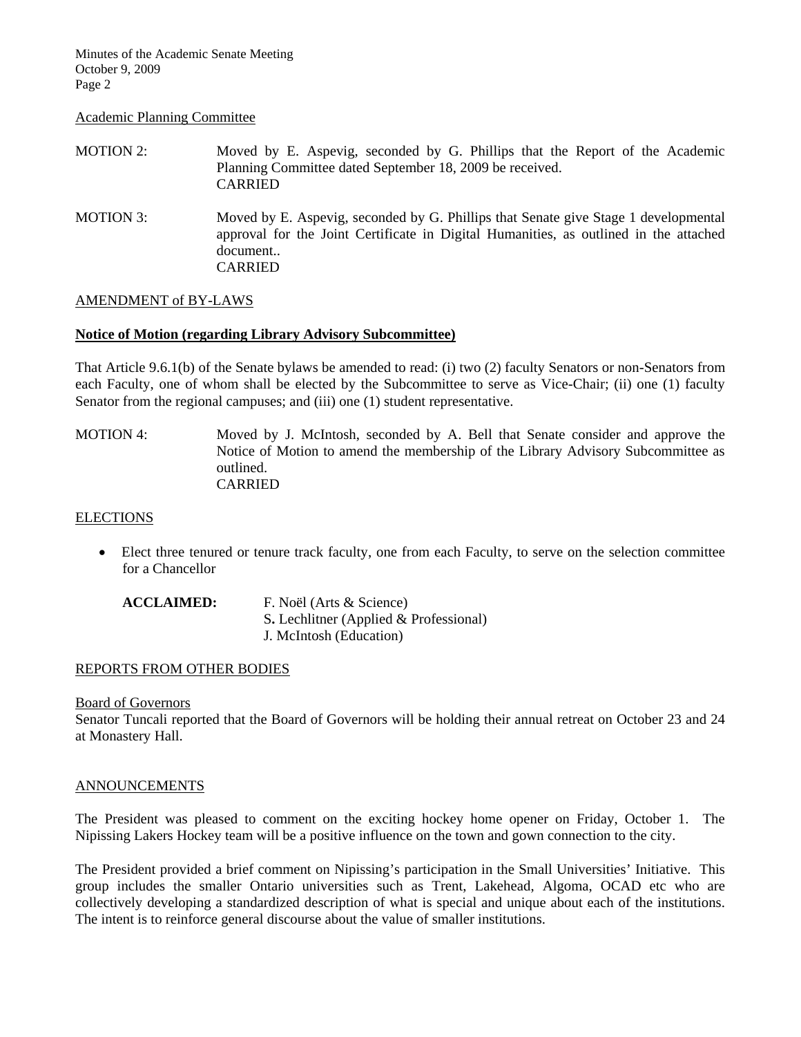Academic Planning Committee

MOTION 2: Moved by E. Aspevig, seconded by G. Phillips that the Report of the Academic Planning Committee dated September 18, 2009 be received.
CARRIED

MOTION 3: Moved by E. Aspevig, seconded by G. Phillips that Senate give Stage 1 developmental approval for the Joint Certificate in Digital Humanities, as outlined in the attached document..
CARRIED

AMENDMENT of BY-LAWS

**Notice of Motion (regarding Library Advisory Subcommittee)**

That Article 9.6.1(b) of the Senate bylaws be amended to read: (i) two (2) faculty Senators or non-Senators from each Faculty, one of whom shall be elected by the Subcommittee to serve as Vice-Chair; (ii) one (1) faculty Senator from the regional campuses; and (iii) one (1) student representative.

MOTION 4: Moved by J. McIntosh, seconded by A. Bell that Senate consider and approve the Notice of Motion to amend the membership of the Library Advisory Subcommittee as outlined.
CARRIED

ELECTIONS

- Elect three tenured or tenure track faculty, one from each Faculty, to serve on the selection committee for a Chancellor

**ACCLAIMED:** F. Noël (Arts & Science)
S**.** Lechlitner (Applied & Professional)
J. McIntosh (Education)

REPORTS FROM OTHER BODIES

Board of Governors
Senator Tuncali reported that the Board of Governors will be holding their annual retreat on October 23 and 24 at Monastery Hall.

ANNOUNCEMENTS

The President was pleased to comment on the exciting hockey home opener on Friday, October 1. The Nipissing Lakers Hockey team will be a positive influence on the town and gown connection to the city.

The President provided a brief comment on Nipissing's participation in the Small Universities' Initiative. This group includes the smaller Ontario universities such as Trent, Lakehead, Algoma, OCAD etc who are collectively developing a standardized description of what is special and unique about each of the institutions. The intent is to reinforce general discourse about the value of smaller institutions.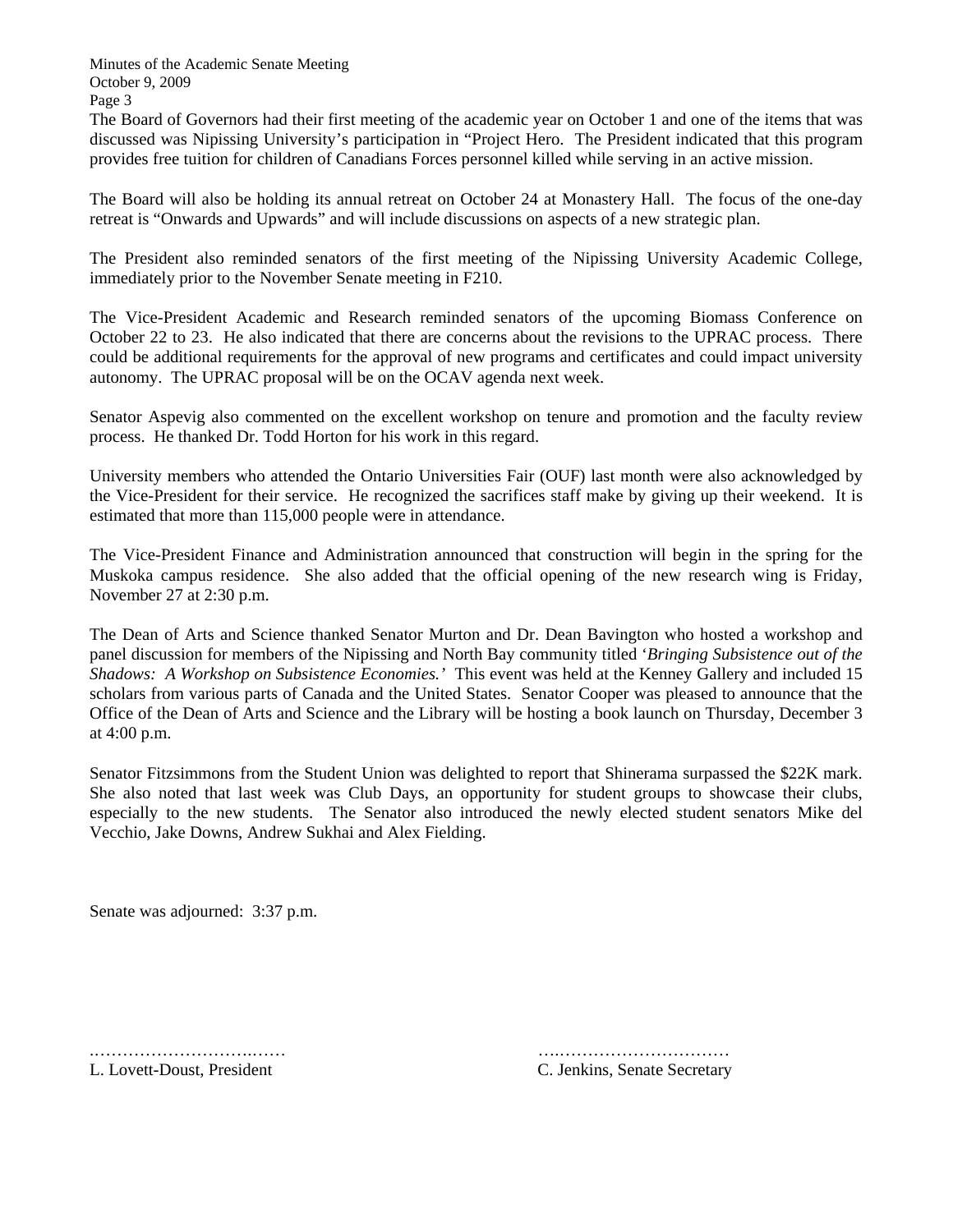The Board of Governors had their first meeting of the academic year on October 1 and one of the items that was discussed was Nipissing University's participation in "Project Hero. The President indicated that this program provides free tuition for children of Canadians Forces personnel killed while serving in an active mission.

The Board will also be holding its annual retreat on October 24 at Monastery Hall. The focus of the one-day retreat is "Onwards and Upwards" and will include discussions on aspects of a new strategic plan.

The President also reminded senators of the first meeting of the Nipissing University Academic College, immediately prior to the November Senate meeting in F210.

The Vice-President Academic and Research reminded senators of the upcoming Biomass Conference on October 22 to 23. He also indicated that there are concerns about the revisions to the UPRAC process. There could be additional requirements for the approval of new programs and certificates and could impact university autonomy. The UPRAC proposal will be on the OCAV agenda next week.

Senator Aspevig also commented on the excellent workshop on tenure and promotion and the faculty review process. He thanked Dr. Todd Horton for his work in this regard.

University members who attended the Ontario Universities Fair (OUF) last month were also acknowledged by the Vice-President for their service. He recognized the sacrifices staff make by giving up their weekend. It is estimated that more than 115,000 people were in attendance.

The Vice-President Finance and Administration announced that construction will begin in the spring for the Muskoka campus residence. She also added that the official opening of the new research wing is Friday, November 27 at 2:30 p.m.

The Dean of Arts and Science thanked Senator Murton and Dr. Dean Bavington who hosted a workshop and panel discussion for members of the Nipissing and North Bay community titled '*Bringing Subsistence out of the Shadows: A Workshop on Subsistence Economies.'* This event was held at the Kenney Gallery and included 15 scholars from various parts of Canada and the United States. Senator Cooper was pleased to announce that the Office of the Dean of Arts and Science and the Library will be hosting a book launch on Thursday, December 3 at 4:00 p.m.

Senator Fitzsimmons from the Student Union was delighted to report that Shinerama surpassed the $22K mark. She also noted that last week was Club Days, an opportunity for student groups to showcase their clubs, especially to the new students. The Senator also introduced the newly elected student senators Mike del Vecchio, Jake Downs, Andrew Sukhai and Alex Fielding.

Senate was adjourned: 3:37 p.m.

................................ ................................
L. Lovett-Doust, President C. Jenkins, Senate Secretary